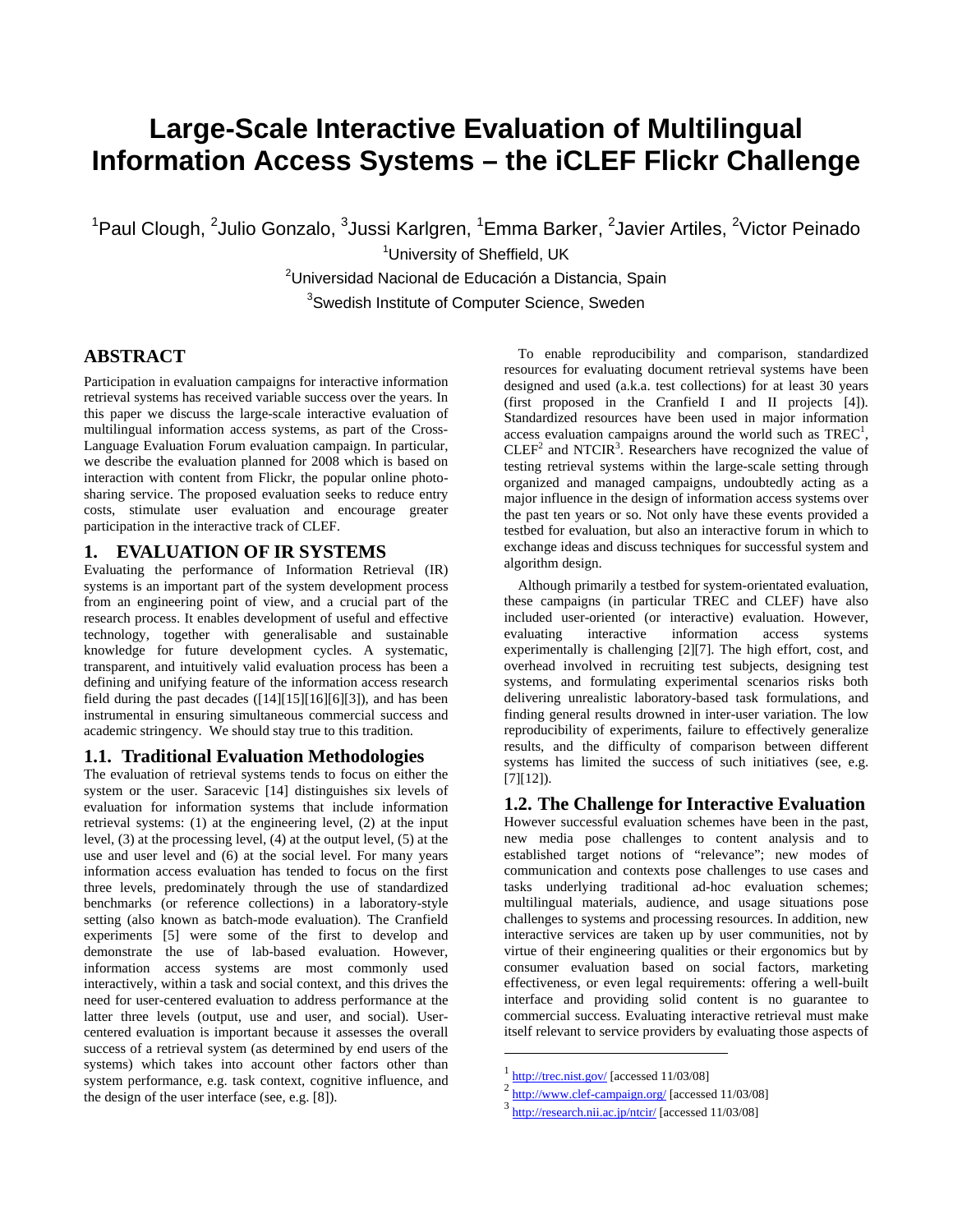# Large-Scale Interactive Evaluation of Multilingual Information Access Systems – the iCLEF Flickr Challenge

[1]Paul Clough, [2]Julio Gonzalo, [3]Jussi Karlgren, [1]Emma Barker, [2]Javier Artiles, [2]Victor Peinado

[1]University of Sheffield, UK

[2]Universidad Nacional de Educación a Distancia, Spain

[3]Swedish Institute of Computer Science, Sweden

## ABSTRACT

Participation in evaluation campaigns for interactive information retrieval systems has received variable success over the years. In this paper we discuss the large-scale interactive evaluation of multilingual information access systems, as part of the Cross-Language Evaluation Forum evaluation campaign. In particular, we describe the evaluation planned for 2008 which is based on interaction with content from Flickr, the popular online photo-sharing service. The proposed evaluation seeks to reduce entry costs, stimulate user evaluation and encourage greater participation in the interactive track of CLEF.

## 1. EVALUATION OF IR SYSTEMS

Evaluating the performance of Information Retrieval (IR) systems is an important part of the system development process from an engineering point of view, and a crucial part of the research process. It enables development of useful and effective technology, together with generalisable and sustainable knowledge for future development cycles. A systematic, transparent, and intuitively valid evaluation process has been a defining and unifying feature of the information access research field during the past decades ([14][15][16][6][3]), and has been instrumental in ensuring simultaneous commercial success and academic stringency. We should stay true to this tradition.

### 1.1. Traditional Evaluation Methodologies

The evaluation of retrieval systems tends to focus on either the system or the user. Saracevic [14] distinguishes six levels of evaluation for information systems that include information retrieval systems: (1) at the engineering level, (2) at the input level, (3) at the processing level, (4) at the output level, (5) at the use and user level and (6) at the social level. For many years information access evaluation has tended to focus on the first three levels, predominately through the use of standardized benchmarks (or reference collections) in a laboratory-style setting (also known as batch-mode evaluation). The Cranfield experiments [5] were some of the first to develop and demonstrate the use of lab-based evaluation. However, information access systems are most commonly used interactively, within a task and social context, and this drives the need for user-centered evaluation to address performance at the latter three levels (output, use and user, and social). User-centered evaluation is important because it assesses the overall success of a retrieval system (as determined by end users of the systems) which takes into account other factors other than system performance, e.g. task context, cognitive influence, and the design of the user interface (see, e.g. [8]).

To enable reproducibility and comparison, standardized resources for evaluating document retrieval systems have been designed and used (a.k.a. test collections) for at least 30 years (first proposed in the Cranfield I and II projects [4]). Standardized resources have been used in major information access evaluation campaigns around the world such as TREC[1], CLEF[2] and NTCIR[3]. Researchers have recognized the value of testing retrieval systems within the large-scale setting through organized and managed campaigns, undoubtedly acting as a major influence in the design of information access systems over the past ten years or so. Not only have these events provided a testbed for evaluation, but also an interactive forum in which to exchange ideas and discuss techniques for successful system and algorithm design.

Although primarily a testbed for system-orientated evaluation, these campaigns (in particular TREC and CLEF) have also included user-oriented (or interactive) evaluation. However, evaluating interactive information access systems experimentally is challenging [2][7]. The high effort, cost, and overhead involved in recruiting test subjects, designing test systems, and formulating experimental scenarios risks both delivering unrealistic laboratory-based task formulations, and finding general results drowned in inter-user variation. The low reproducibility of experiments, failure to effectively generalize results, and the difficulty of comparison between different systems has limited the success of such initiatives (see, e.g. [7][12]).

### 1.2. The Challenge for Interactive Evaluation

However successful evaluation schemes have been in the past, new media pose challenges to content analysis and to established target notions of "relevance"; new modes of communication and contexts pose challenges to use cases and tasks underlying traditional ad-hoc evaluation schemes; multilingual materials, audience, and usage situations pose challenges to systems and processing resources. In addition, new interactive services are taken up by user communities, not by virtue of their engineering qualities or their ergonomics but by consumer evaluation based on social factors, marketing effectiveness, or even legal requirements: offering a well-built interface and providing solid content is no guarantee to commercial success. Evaluating interactive retrieval must make itself relevant to service providers by evaluating those aspects of

---

[1] http://trec.nist.gov/ [accessed 11/03/08]

[2] http://www.clef-campaign.org/ [accessed 11/03/08]

[3] http://research.nii.ac.jp/ntcir/ [accessed 11/03/08]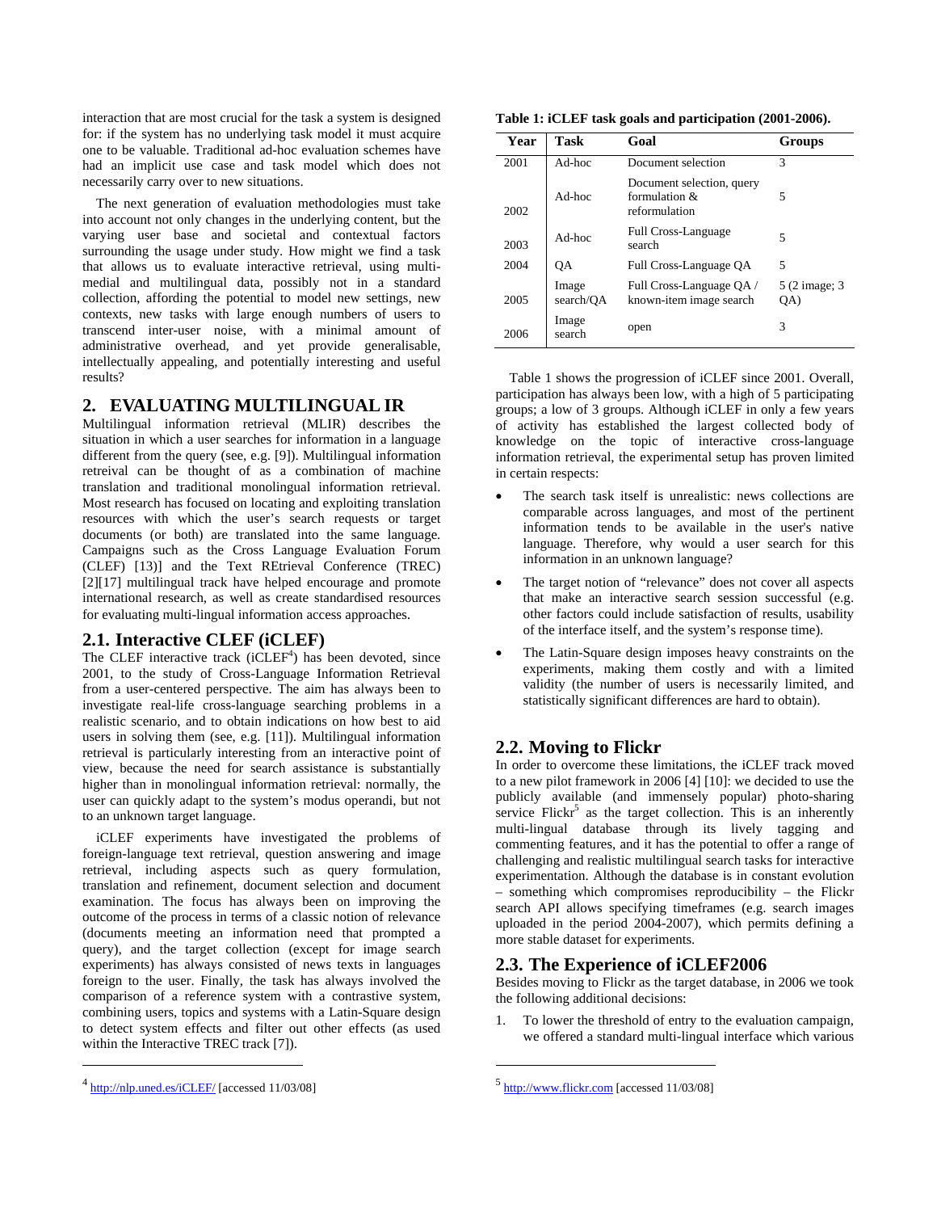interaction that are most crucial for the task a system is designed for: if the system has no underlying task model it must acquire one to be valuable. Traditional ad-hoc evaluation schemes have had an implicit use case and task model which does not necessarily carry over to new situations.

The next generation of evaluation methodologies must take into account not only changes in the underlying content, but the varying user base and societal and contextual factors surrounding the usage under study. How might we find a task that allows us to evaluate interactive retrieval, using multi-medial and multilingual data, possibly not in a standard collection, affording the potential to model new settings, new contexts, new tasks with large enough numbers of users to transcend inter-user noise, with a minimal amount of administrative overhead, and yet provide generalisable, intellectually appealing, and potentially interesting and useful results?

## 2. EVALUATING MULTILINGUAL IR

Multilingual information retrieval (MLIR) describes the situation in which a user searches for information in a language different from the query (see, e.g. [9]). Multilingual information retreival can be thought of as a combination of machine translation and traditional monolingual information retrieval. Most research has focused on locating and exploiting translation resources with which the user's search requests or target documents (or both) are translated into the same language. Campaigns such as the Cross Language Evaluation Forum (CLEF) [13)] and the Text REtrieval Conference (TREC) [2][17] multilingual track have helped encourage and promote international research, as well as create standardised resources for evaluating multi-lingual information access approaches.

### 2.1. Interactive CLEF (iCLEF)

The CLEF interactive track (iCLEF[4]) has been devoted, since 2001, to the study of Cross-Language Information Retrieval from a user-centered perspective. The aim has always been to investigate real-life cross-language searching problems in a realistic scenario, and to obtain indications on how best to aid users in solving them (see, e.g. [11]). Multilingual information retrieval is particularly interesting from an interactive point of view, because the need for search assistance is substantially higher than in monolingual information retrieval: normally, the user can quickly adapt to the system's modus operandi, but not to an unknown target language.

iCLEF experiments have investigated the problems of foreign-language text retrieval, question answering and image retrieval, including aspects such as query formulation, translation and refinement, document selection and document examination. The focus has always been on improving the outcome of the process in terms of a classic notion of relevance (documents meeting an information need that prompted a query), and the target collection (except for image search experiments) has always consisted of news texts in languages foreign to the user. Finally, the task has always involved the comparison of a reference system with a contrastive system, combining users, topics and systems with a Latin-Square design to detect system effects and filter out other effects (as used within the Interactive TREC track [7]).

[4] http://nlp.uned.es/iCLEF/ [accessed 11/03/08]

**Table 1: iCLEF task goals and participation (2001-2006).**

| Year | Task | Goal | Groups |
|---|---|---|---|
| 2001 | Ad-hoc | Document selection | 3 |
| 2002 | Ad-hoc | Document selection, query formulation & reformulation | 5 |
| 2003 | Ad-hoc | Full Cross-Language search | 5 |
| 2004 | QA | Full Cross-Language QA | 5 |
| 2005 | Image search/QA | Full Cross-Language QA / known-item image search | 5 (2 image; 3 QA) |
| 2006 | Image search | open | 3 |

Table 1 shows the progression of iCLEF since 2001. Overall, participation has always been low, with a high of 5 participating groups; a low of 3 groups. Although iCLEF in only a few years of activity has established the largest collected body of knowledge on the topic of interactive cross-language information retrieval, the experimental setup has proven limited in certain respects:

- The search task itself is unrealistic: news collections are comparable across languages, and most of the pertinent information tends to be available in the user's native language. Therefore, why would a user search for this information in an unknown language?
- The target notion of "relevance" does not cover all aspects that make an interactive search session successful (e.g. other factors could include satisfaction of results, usability of the interface itself, and the system's response time).
- The Latin-Square design imposes heavy constraints on the experiments, making them costly and with a limited validity (the number of users is necessarily limited, and statistically significant differences are hard to obtain).

### 2.2. Moving to Flickr

In order to overcome these limitations, the iCLEF track moved to a new pilot framework in 2006 [4] [10]: we decided to use the publicly available (and immensely popular) photo-sharing service Flickr[5] as the target collection. This is an inherently multi-lingual database through its lively tagging and commenting features, and it has the potential to offer a range of challenging and realistic multilingual search tasks for interactive experimentation. Although the database is in constant evolution – something which compromises reproducibility – the Flickr search API allows specifying timeframes (e.g. search images uploaded in the period 2004-2007), which permits defining a more stable dataset for experiments.

### 2.3. The Experience of iCLEF2006

Besides moving to Flickr as the target database, in 2006 we took the following additional decisions:

1. To lower the threshold of entry to the evaluation campaign, we offered a standard multi-lingual interface which various

[5] http://www.flickr.com [accessed 11/03/08]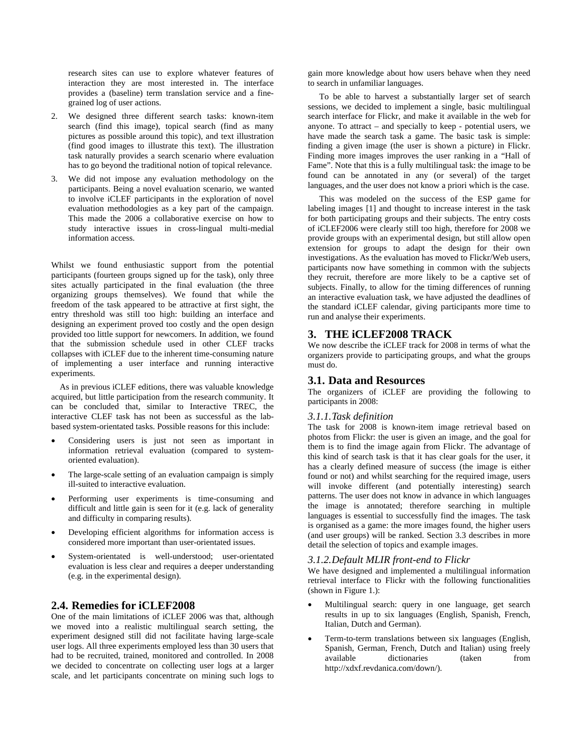research sites can use to explore whatever features of interaction they are most interested in. The interface provides a (baseline) term translation service and a fine-grained log of user actions.

2. We designed three different search tasks: known-item search (find this image), topical search (find as many pictures as possible around this topic), and text illustration (find good images to illustrate this text). The illustration task naturally provides a search scenario where evaluation has to go beyond the traditional notion of topical relevance.

3. We did not impose any evaluation methodology on the participants. Being a novel evaluation scenario, we wanted to involve iCLEF participants in the exploration of novel evaluation methodologies as a key part of the campaign. This made the 2006 a collaborative exercise on how to study interactive issues in cross-lingual multi-medial information access.

Whilst we found enthusiastic support from the potential participants (fourteen groups signed up for the task), only three sites actually participated in the final evaluation (the three organizing groups themselves). We found that while the freedom of the task appeared to be attractive at first sight, the entry threshold was still too high: building an interface and designing an experiment proved too costly and the open design provided too little support for newcomers. In addition, we found that the submission schedule used in other CLEF tracks collapses with iCLEF due to the inherent time-consuming nature of implementing a user interface and running interactive experiments.

As in previous iCLEF editions, there was valuable knowledge acquired, but little participation from the research community. It can be concluded that, similar to Interactive TREC, the interactive CLEF task has not been as successful as the lab-based system-orientated tasks. Possible reasons for this include:

- Considering users is just not seen as important in information retrieval evaluation (compared to system-oriented evaluation).
- The large-scale setting of an evaluation campaign is simply ill-suited to interactive evaluation.
- Performing user experiments is time-consuming and difficult and little gain is seen for it (e.g. lack of generality and difficulty in comparing results).
- Developing efficient algorithms for information access is considered more important than user-orientated issues.
- System-orientated is well-understood; user-orientated evaluation is less clear and requires a deeper understanding (e.g. in the experimental design).

## 2.4. Remedies for iCLEF2008

One of the main limitations of iCLEF 2006 was that, although we moved into a realistic multilingual search setting, the experiment designed still did not facilitate having large-scale user logs. All three experiments employed less than 30 users that had to be recruited, trained, monitored and controlled. In 2008 we decided to concentrate on collecting user logs at a larger scale, and let participants concentrate on mining such logs to gain more knowledge about how users behave when they need to search in unfamiliar languages.

To be able to harvest a substantially larger set of search sessions, we decided to implement a single, basic multilingual search interface for Flickr, and make it available in the web for anyone. To attract – and specially to keep - potential users, we have made the search task a game. The basic task is simple: finding a given image (the user is shown a picture) in Flickr. Finding more images improves the user ranking in a "Hall of Fame". Note that this is a fully multilingual task: the image to be found can be annotated in any (or several) of the target languages, and the user does not know a priori which is the case.

This was modeled on the success of the ESP game for labeling images [1] and thought to increase interest in the task for both participating groups and their subjects. The entry costs of iCLEF2006 were clearly still too high, therefore for 2008 we provide groups with an experimental design, but still allow open extension for groups to adapt the design for their own investigations. As the evaluation has moved to Flickr/Web users, participants now have something in common with the subjects they recruit, therefore are more likely to be a captive set of subjects. Finally, to allow for the timing differences of running an interactive evaluation task, we have adjusted the deadlines of the standard iCLEF calendar, giving participants more time to run and analyse their experiments.

# 3. THE iCLEF2008 TRACK

We now describe the iCLEF track for 2008 in terms of what the organizers provide to participating groups, and what the groups must do.

## 3.1. Data and Resources

The organizers of iCLEF are providing the following to participants in 2008:

### *3.1.1.Task definition*

The task for 2008 is known-item image retrieval based on photos from Flickr: the user is given an image, and the goal for them is to find the image again from Flickr. The advantage of this kind of search task is that it has clear goals for the user, it has a clearly defined measure of success (the image is either found or not) and whilst searching for the required image, users will invoke different (and potentially interesting) search patterns. The user does not know in advance in which languages the image is annotated; therefore searching in multiple languages is essential to successfully find the images. The task is organised as a game: the more images found, the higher users (and user groups) will be ranked. Section 3.3 describes in more detail the selection of topics and example images.

### *3.1.2.Default MLIR front-end to Flickr*

We have designed and implemented a multilingual information retrieval interface to Flickr with the following functionalities (shown in Figure 1.):

- Multilingual search: query in one language, get search results in up to six languages (English, Spanish, French, Italian, Dutch and German).
- Term-to-term translations between six languages (English, Spanish, German, French, Dutch and Italian) using freely available dictionaries (taken from http://xdxf.revdanica.com/down/).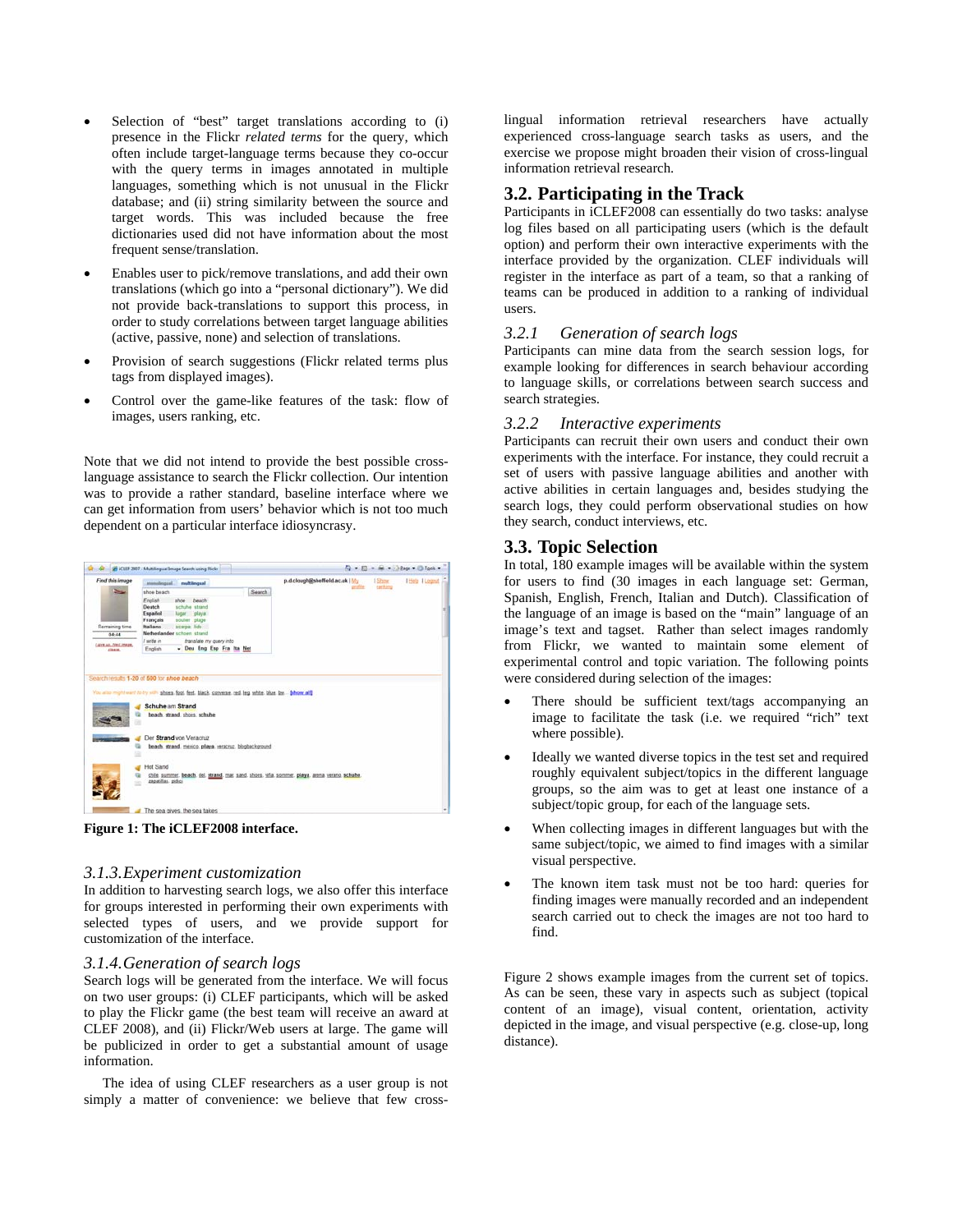- Selection of "best" target translations according to (i) presence in the Flickr *related terms* for the query, which often include target-language terms because they co-occur with the query terms in images annotated in multiple languages, something which is not unusual in the Flickr database; and (ii) string similarity between the source and target words. This was included because the free dictionaries used did not have information about the most frequent sense/translation.
- Enables user to pick/remove translations, and add their own translations (which go into a "personal dictionary"). We did not provide back-translations to support this process, in order to study correlations between target language abilities (active, passive, none) and selection of translations.
- Provision of search suggestions (Flickr related terms plus tags from displayed images).
- Control over the game-like features of the task: flow of images, users ranking, etc.

Note that we did not intend to provide the best possible cross-language assistance to search the Flickr collection. Our intention was to provide a rather standard, baseline interface where we can get information from users' behavior which is not too much dependent on a particular interface idiosyncrasy.

**Figure 1: The iCLEF2008 interface.**

### *3.1.3. Experiment customization*

In addition to harvesting search logs, we also offer this interface for groups interested in performing their own experiments with selected types of users, and we provide support for customization of the interface.

### *3.1.4. Generation of search logs*

Search logs will be generated from the interface. We will focus on two user groups: (i) CLEF participants, which will be asked to play the Flickr game (the best team will receive an award at CLEF 2008), and (ii) Flickr/Web users at large. The game will be publicized in order to get a substantial amount of usage information.

The idea of using CLEF researchers as a user group is not simply a matter of convenience: we believe that few cross-lingual information retrieval researchers have actually experienced cross-language search tasks as users, and the exercise we propose might broaden their vision of cross-lingual information retrieval research.

## 3.2. Participating in the Track

Participants in iCLEF2008 can essentially do two tasks: analyse log files based on all participating users (which is the default option) and perform their own interactive experiments with the interface provided by the organization. CLEF individuals will register in the interface as part of a team, so that a ranking of teams can be produced in addition to a ranking of individual users.

### *3.2.1 Generation of search logs*

Participants can mine data from the search session logs, for example looking for differences in search behaviour according to language skills, or correlations between search success and search strategies.

### *3.2.2 Interactive experiments*

Participants can recruit their own users and conduct their own experiments with the interface. For instance, they could recruit a set of users with passive language abilities and another with active abilities in certain languages and, besides studying the search logs, they could perform observational studies on how they search, conduct interviews, etc.

## 3.3. Topic Selection

In total, 180 example images will be available within the system for users to find (30 images in each language set: German, Spanish, English, French, Italian and Dutch). Classification of the language of an image is based on the "main" language of an image's text and tagset. Rather than select images randomly from Flickr, we wanted to maintain some element of experimental control and topic variation. The following points were considered during selection of the images:

- There should be sufficient text/tags accompanying an image to facilitate the task (i.e. we required "rich" text where possible).
- Ideally we wanted diverse topics in the test set and required roughly equivalent subject/topics in the different language groups, so the aim was to get at least one instance of a subject/topic group, for each of the language sets.
- When collecting images in different languages but with the same subject/topic, we aimed to find images with a similar visual perspective.
- The known item task must not be too hard: queries for finding images were manually recorded and an independent search carried out to check the images are not too hard to find.

Figure 2 shows example images from the current set of topics. As can be seen, these vary in aspects such as subject (topical content of an image), visual content, orientation, activity depicted in the image, and visual perspective (e.g. close-up, long distance).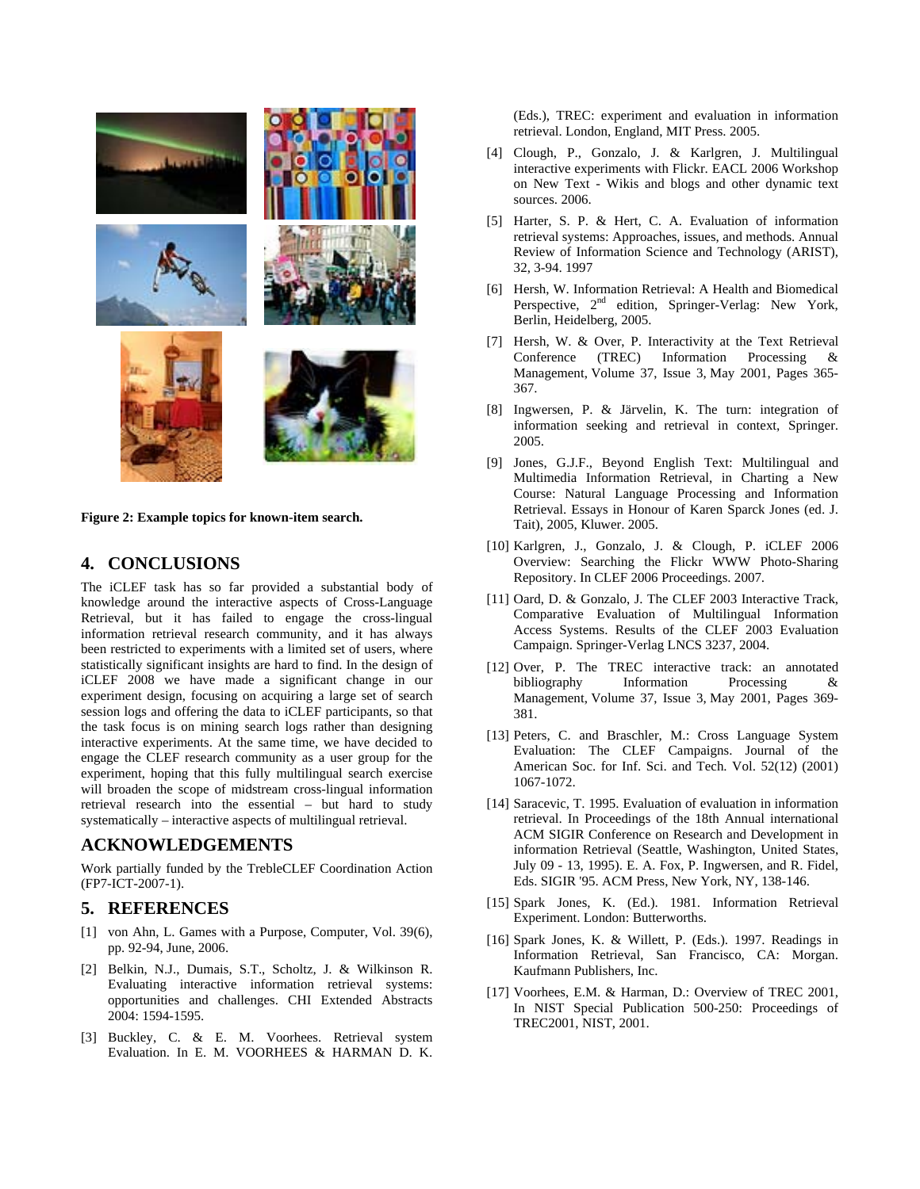**Figure 2: Example topics for known-item search.**

## 4. CONCLUSIONS

The iCLEF task has so far provided a substantial body of knowledge around the interactive aspects of Cross-Language Retrieval, but it has failed to engage the cross-lingual information retrieval research community, and it has always been restricted to experiments with a limited set of users, where statistically significant insights are hard to find. In the design of iCLEF 2008 we have made a significant change in our experiment design, focusing on acquiring a large set of search session logs and offering the data to iCLEF participants, so that the task focus is on mining search logs rather than designing interactive experiments. At the same time, we have decided to engage the CLEF research community as a user group for the experiment, hoping that this fully multilingual search exercise will broaden the scope of midstream cross-lingual information retrieval research into the essential – but hard to study systematically – interactive aspects of multilingual retrieval.

## ACKNOWLEDGEMENTS

Work partially funded by the TrebleCLEF Coordination Action (FP7-ICT-2007-1).

## 5. REFERENCES

[1] von Ahn, L. Games with a Purpose, Computer, Vol. 39(6), pp. 92-94, June, 2006.

[2] Belkin, N.J., Dumais, S.T., Scholtz, J. & Wilkinson R. Evaluating interactive information retrieval systems: opportunities and challenges. CHI Extended Abstracts 2004: 1594-1595.

[3] Buckley, C. & E. M. Voorhees. Retrieval system Evaluation. In E. M. VOORHEES & HARMAN D. K. (Eds.), TREC: experiment and evaluation in information retrieval. London, England, MIT Press. 2005.

[4] Clough, P., Gonzalo, J. & Karlgren, J. Multilingual interactive experiments with Flickr. EACL 2006 Workshop on New Text - Wikis and blogs and other dynamic text sources. 2006.

[5] Harter, S. P. & Hert, C. A. Evaluation of information retrieval systems: Approaches, issues, and methods. Annual Review of Information Science and Technology (ARIST), 32, 3-94. 1997

[6] Hersh, W. Information Retrieval: A Health and Biomedical Perspective, 2nd edition, Springer-Verlag: New York, Berlin, Heidelberg, 2005.

[7] Hersh, W. & Over, P. Interactivity at the Text Retrieval Conference (TREC) Information Processing & Management, Volume 37, Issue 3, May 2001, Pages 365-367.

[8] Ingwersen, P. & Järvelin, K. The turn: integration of information seeking and retrieval in context, Springer. 2005.

[9] Jones, G.J.F., Beyond English Text: Multilingual and Multimedia Information Retrieval, in Charting a New Course: Natural Language Processing and Information Retrieval. Essays in Honour of Karen Sparck Jones (ed. J. Tait), 2005, Kluwer. 2005.

[10] Karlgren, J., Gonzalo, J. & Clough, P. iCLEF 2006 Overview: Searching the Flickr WWW Photo-Sharing Repository. In CLEF 2006 Proceedings. 2007.

[11] Oard, D. & Gonzalo, J. The CLEF 2003 Interactive Track, Comparative Evaluation of Multilingual Information Access Systems. Results of the CLEF 2003 Evaluation Campaign. Springer-Verlag LNCS 3237, 2004.

[12] Over, P. The TREC interactive track: an annotated bibliography Information Processing & Management, Volume 37, Issue 3, May 2001, Pages 369-381.

[13] Peters, C. and Braschler, M.: Cross Language System Evaluation: The CLEF Campaigns. Journal of the American Soc. for Inf. Sci. and Tech. Vol. 52(12) (2001) 1067-1072.

[14] Saracevic, T. 1995. Evaluation of evaluation in information retrieval. In Proceedings of the 18th Annual international ACM SIGIR Conference on Research and Development in information Retrieval (Seattle, Washington, United States, July 09 - 13, 1995). E. A. Fox, P. Ingwersen, and R. Fidel, Eds. SIGIR '95. ACM Press, New York, NY, 138-146.

[15] Spark Jones, K. (Ed.). 1981. Information Retrieval Experiment. London: Butterworths.

[16] Spark Jones, K. & Willett, P. (Eds.). 1997. Readings in Information Retrieval, San Francisco, CA: Morgan. Kaufmann Publishers, Inc.

[17] Voorhees, E.M. & Harman, D.: Overview of TREC 2001, In NIST Special Publication 500-250: Proceedings of TREC2001, NIST, 2001.